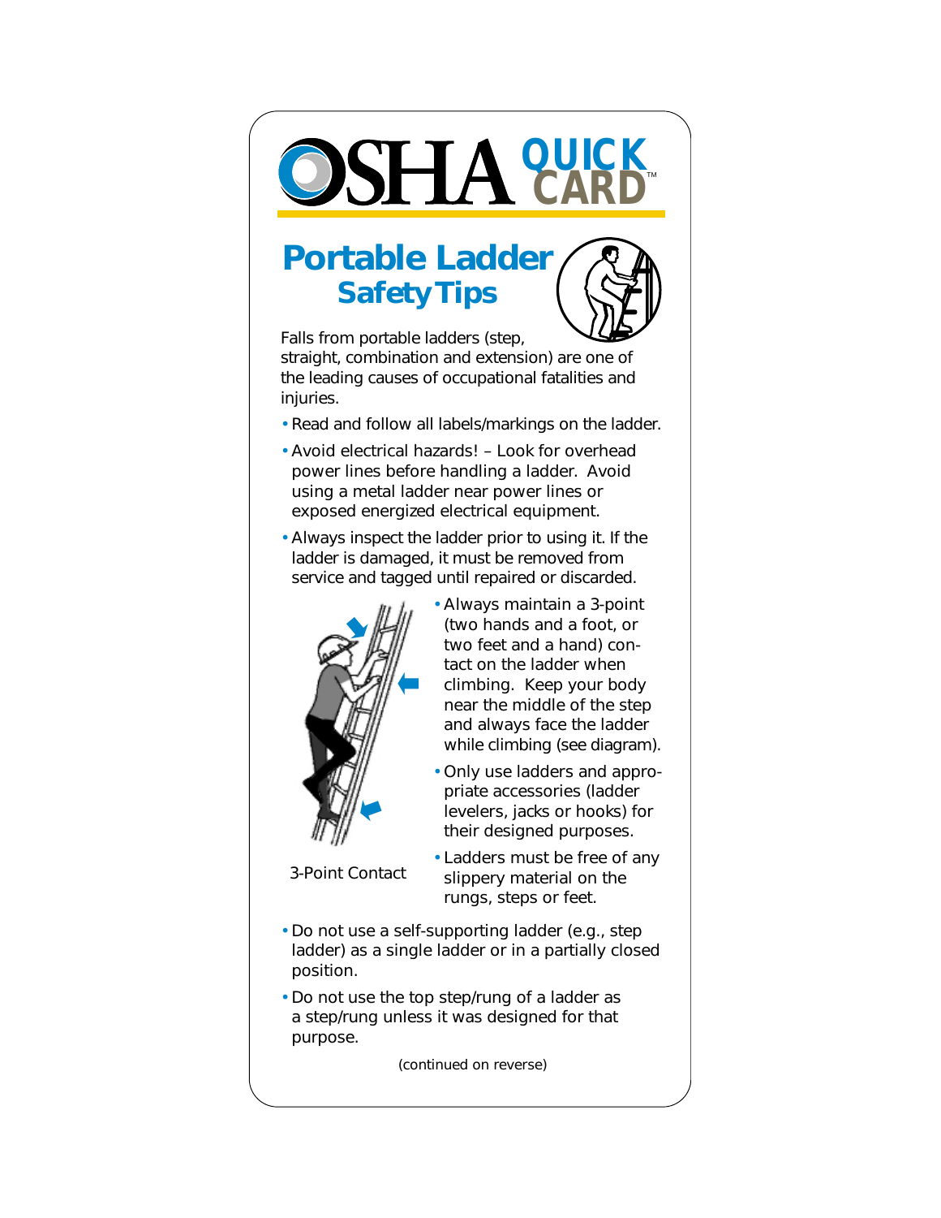# OSHA QUICK CARD™

## Portable Ladder Safety Tips

Falls from portable ladders (step, straight, combination and extension) are one of the leading causes of occupational fatalities and injuries.

- Read and follow all labels/markings on the ladder.
- Avoid electrical hazards! – Look for overhead power lines before handling a ladder. Avoid using a metal ladder near power lines or exposed energized electrical equipment.
- Always inspect the ladder prior to using it. If the ladder is damaged, it must be removed from service and tagged until repaired or discarded.
- Always maintain a 3-point (two hands and a foot, or two feet and a hand) contact on the ladder when climbing. Keep your body near the middle of the step and always face the ladder while climbing (see diagram).
- Only use ladders and appropriate accessories (ladder levelers, jacks or hooks) for their designed purposes.
- Ladders must be free of any slippery material on the rungs, steps or feet.

3-Point Contact

- Do not use a self-supporting ladder (e.g., step ladder) as a single ladder or in a partially closed position.
- Do not use the top step/rung of a ladder as a step/rung unless it was designed for that purpose.

(continued on reverse)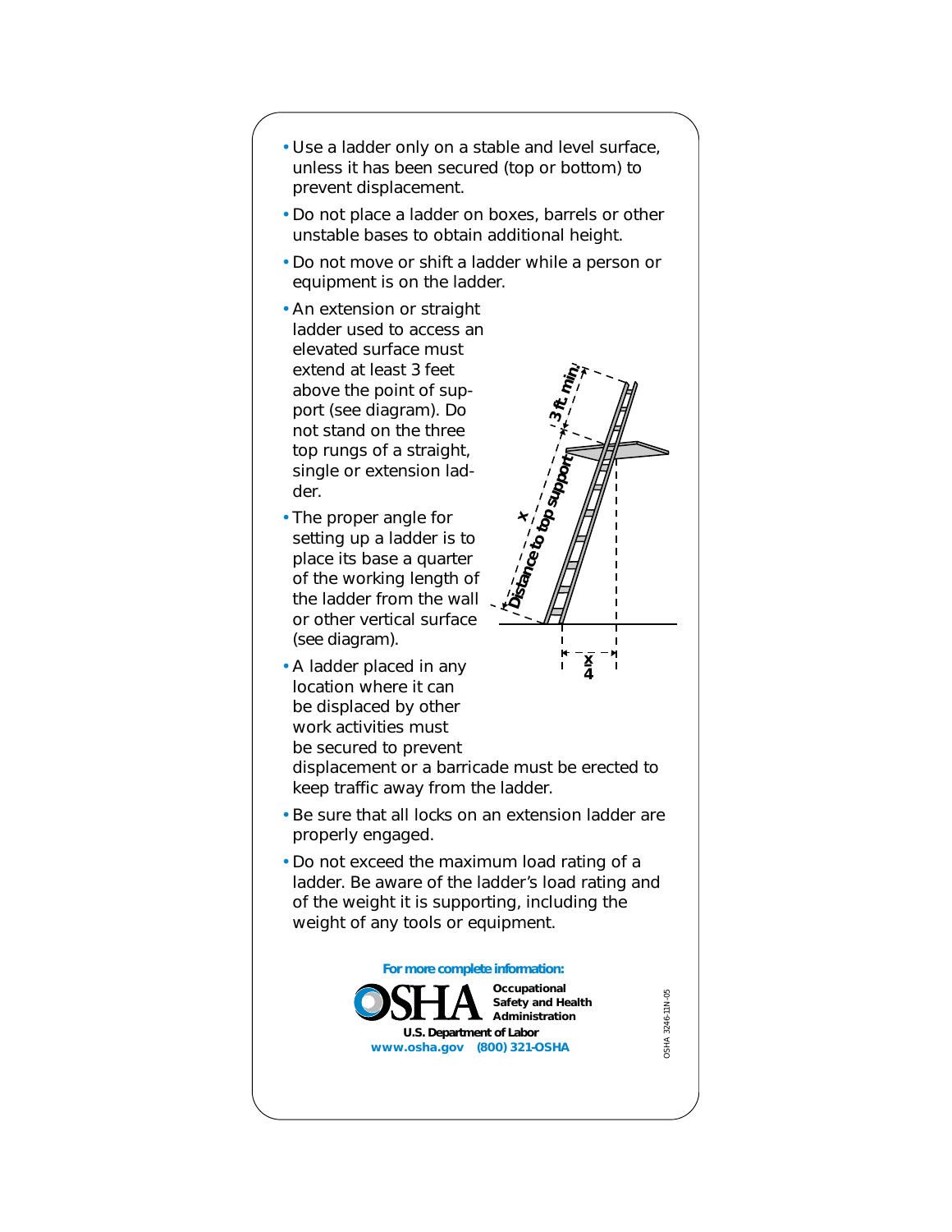- Use a ladder only on a stable and level surface, unless it has been secured (top or bottom) to prevent displacement.
- Do not place a ladder on boxes, barrels or other unstable bases to obtain additional height.
- Do not move or shift a ladder while a person or equipment is on the ladder.
- An extension or straight ladder used to access an elevated surface must extend at least 3 feet above the point of support (see diagram). Do not stand on the three top rungs of a straight, single or extension ladder.
- The proper angle for setting up a ladder is to place its base a quarter of the working length of the ladder from the wall or other vertical surface (see diagram).
- A ladder placed in any location where it can be displaced by other work activities must be secured to prevent displacement or a barricade must be erected to keep traffic away from the ladder.
- Be sure that all locks on an extension ladder are properly engaged.
- Do not exceed the maximum load rating of a ladder. Be aware of the ladder's load rating and of the weight it is supporting, including the weight of any tools or equipment.

3 ft. min.

x

Distance to top support

$\frac{x}{4}$

**For more complete information:**

**OSHA** Occupational Safety and Health Administration

**U.S. Department of Labor**

**www.osha.gov (800) 321-OSHA**

OSHA 3246-11N-05